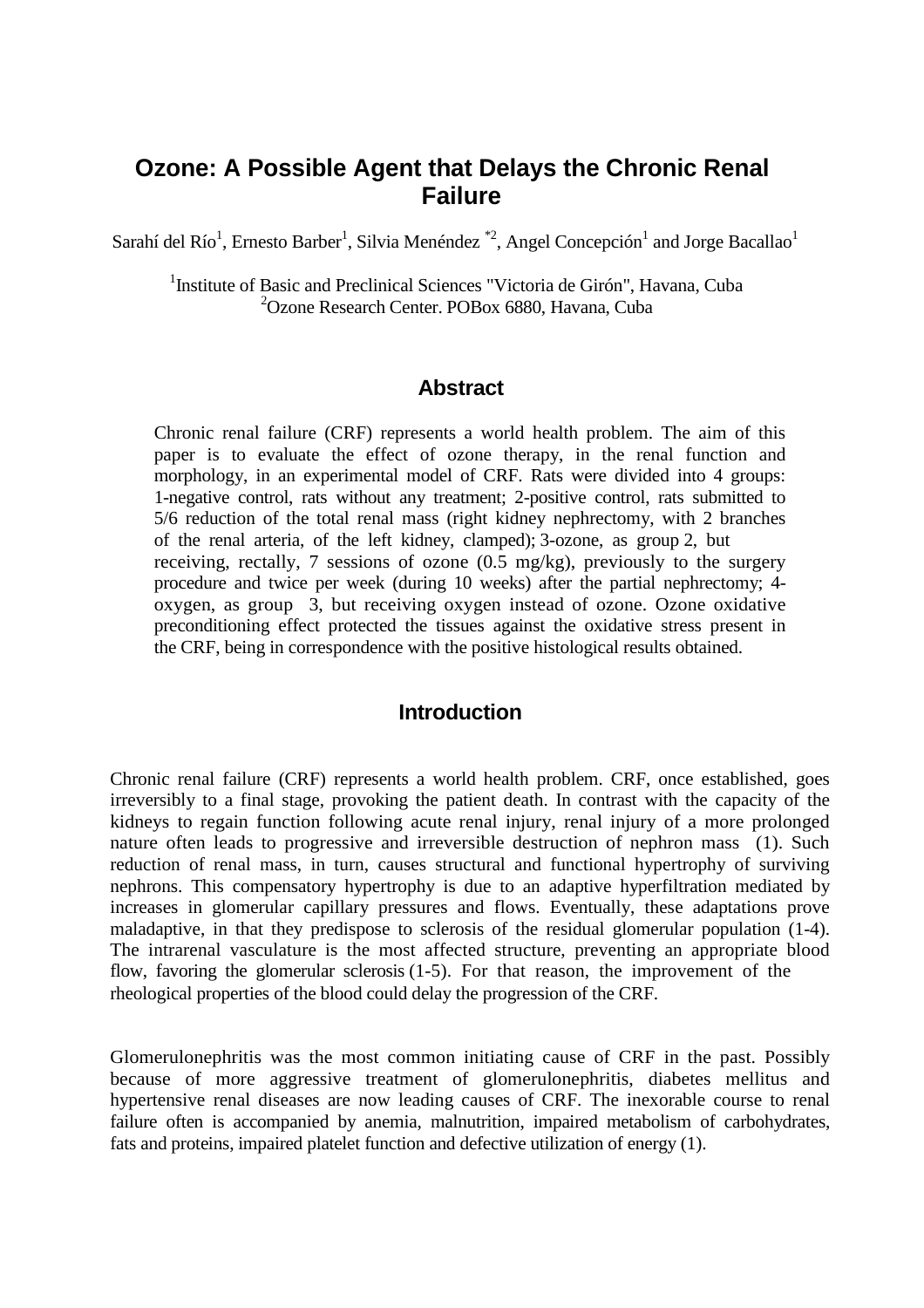# Ozone: A Possible Agent that Delays the Chronic Renal Failure

Sarahí del Río[1], Ernesto Barber[1], Silvia Menéndez [*2], Angel Concepción[1] and Jorge Bacallao[1]

[1]Institute of Basic and Preclinical Sciences "Victoria de Girón", Havana, Cuba
[2]Ozone Research Center. POBox 6880, Havana, Cuba

## Abstract

Chronic renal failure (CRF) represents a world health problem. The aim of this paper is to evaluate the effect of ozone therapy, in the renal function and morphology, in an experimental model of CRF. Rats were divided into 4 groups: 1-negative control, rats without any treatment; 2-positive control, rats submitted to 5/6 reduction of the total renal mass (right kidney nephrectomy, with 2 branches of the renal arteria, of the left kidney, clamped); 3-ozone, as group 2, but receiving, rectally, 7 sessions of ozone (0.5 mg/kg), previously to the surgery procedure and twice per week (during 10 weeks) after the partial nephrectomy; 4-oxygen, as group 3, but receiving oxygen instead of ozone. Ozone oxidative preconditioning effect protected the tissues against the oxidative stress present in the CRF, being in correspondence with the positive histological results obtained.

## Introduction

Chronic renal failure (CRF) represents a world health problem. CRF, once established, goes irreversibly to a final stage, provoking the patient death. In contrast with the capacity of the kidneys to regain function following acute renal injury, renal injury of a more prolonged nature often leads to progressive and irreversible destruction of nephron mass (1). Such reduction of renal mass, in turn, causes structural and functional hypertrophy of surviving nephrons. This compensatory hypertrophy is due to an adaptive hyperfiltration mediated by increases in glomerular capillary pressures and flows. Eventually, these adaptations prove maladaptive, in that they predispose to sclerosis of the residual glomerular population (1-4). The intrarenal vasculature is the most affected structure, preventing an appropriate blood flow, favoring the glomerular sclerosis (1-5). For that reason, the improvement of the rheological properties of the blood could delay the progression of the CRF.

Glomerulonephritis was the most common initiating cause of CRF in the past. Possibly because of more aggressive treatment of glomerulonephritis, diabetes mellitus and hypertensive renal diseases are now leading causes of CRF. The inexorable course to renal failure often is accompanied by anemia, malnutrition, impaired metabolism of carbohydrates, fats and proteins, impaired platelet function and defective utilization of energy (1).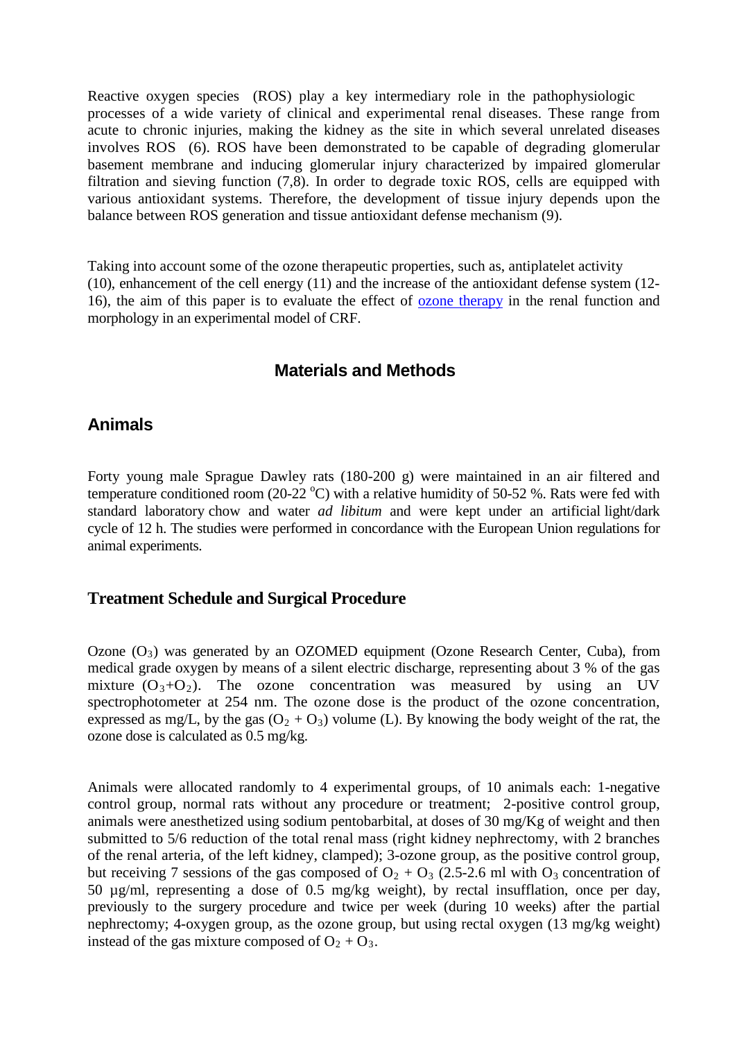Reactive oxygen species (ROS) play a key intermediary role in the pathophysiologic processes of a wide variety of clinical and experimental renal diseases. These range from acute to chronic injuries, making the kidney as the site in which several unrelated diseases involves ROS (6). ROS have been demonstrated to be capable of degrading glomerular basement membrane and inducing glomerular injury characterized by impaired glomerular filtration and sieving function (7,8). In order to degrade toxic ROS, cells are equipped with various antioxidant systems. Therefore, the development of tissue injury depends upon the balance between ROS generation and tissue antioxidant defense mechanism (9).

Taking into account some of the ozone therapeutic properties, such as, antiplatelet activity (10), enhancement of the cell energy (11) and the increase of the antioxidant defense system (12-16), the aim of this paper is to evaluate the effect of ozone therapy in the renal function and morphology in an experimental model of CRF.

## Materials and Methods

### Animals

Forty young male Sprague Dawley rats (180-200 g) were maintained in an air filtered and temperature conditioned room (20-22 $^{o}$C) with a relative humidity of 50-52 %. Rats were fed with standard laboratory chow and water *ad libitum* and were kept under an artificial light/dark cycle of 12 h. The studies were performed in concordance with the European Union regulations for animal experiments.

### Treatment Schedule and Surgical Procedure

Ozone ($O_3$) was generated by an OZOMED equipment (Ozone Research Center, Cuba), from medical grade oxygen by means of a silent electric discharge, representing about 3 % of the gas mixture ($O_3$+$O_2$). The ozone concentration was measured by using an UV spectrophotometer at 254 nm. The ozone dose is the product of the ozone concentration, expressed as mg/L, by the gas ($O_2$ + $O_3$) volume (L). By knowing the body weight of the rat, the ozone dose is calculated as 0.5 mg/kg.

Animals were allocated randomly to 4 experimental groups, of 10 animals each: 1-negative control group, normal rats without any procedure or treatment; 2-positive control group, animals were anesthetized using sodium pentobarbital, at doses of 30 mg/Kg of weight and then submitted to 5/6 reduction of the total renal mass (right kidney nephrectomy, with 2 branches of the renal arteria, of the left kidney, clamped); 3-ozone group, as the positive control group, but receiving 7 sessions of the gas composed of $O_2$ + $O_3$ (2.5-2.6 ml with $O_3$ concentration of 50 µg/ml, representing a dose of 0.5 mg/kg weight), by rectal insufflation, once per day, previously to the surgery procedure and twice per week (during 10 weeks) after the partial nephrectomy; 4-oxygen group, as the ozone group, but using rectal oxygen (13 mg/kg weight) instead of the gas mixture composed of $O_2$ + $O_3$.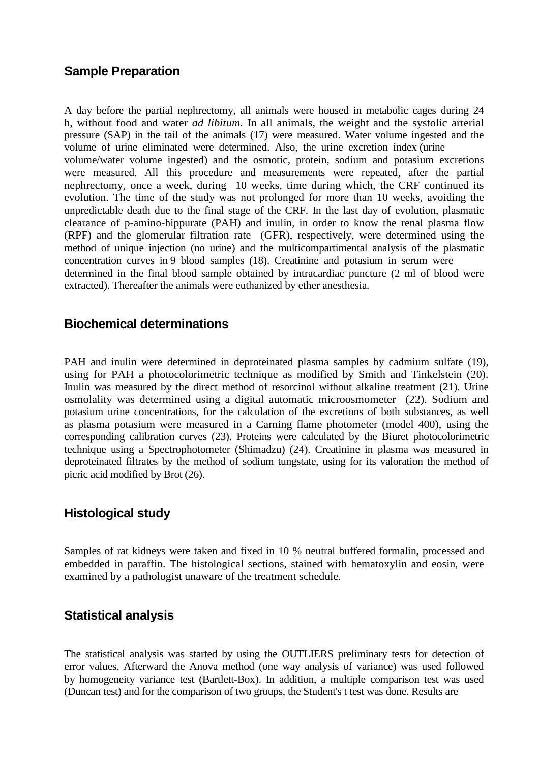## Sample Preparation

A day before the partial nephrectomy, all animals were housed in metabolic cages during 24 h, without food and water *ad libitum*. In all animals, the weight and the systolic arterial pressure (SAP) in the tail of the animals (17) were measured. Water volume ingested and the volume of urine eliminated were determined. Also, the urine excretion index (urine volume/water volume ingested) and the osmotic, protein, sodium and potasium excretions were measured. All this procedure and measurements were repeated, after the partial nephrectomy, once a week, during 10 weeks, time during which, the CRF continued its evolution. The time of the study was not prolonged for more than 10 weeks, avoiding the unpredictable death due to the final stage of the CRF. In the last day of evolution, plasmatic clearance of p-amino-hippurate (PAH) and inulin, in order to know the renal plasma flow (RPF) and the glomerular filtration rate (GFR), respectively, were determined using the method of unique injection (no urine) and the multicompartimental analysis of the plasmatic concentration curves in 9 blood samples (18). Creatinine and potasium in serum were determined in the final blood sample obtained by intracardiac puncture (2 ml of blood were extracted). Thereafter the animals were euthanized by ether anesthesia.

## Biochemical determinations

PAH and inulin were determined in deproteinated plasma samples by cadmium sulfate (19), using for PAH a photocolorimetric technique as modified by Smith and Tinkelstein (20). Inulin was measured by the direct method of resorcinol without alkaline treatment (21). Urine osmolality was determined using a digital automatic microosmometer (22). Sodium and potasium urine concentrations, for the calculation of the excretions of both substances, as well as plasma potasium were measured in a Carning flame photometer (model 400), using the corresponding calibration curves (23). Proteins were calculated by the Biuret photocolorimetric technique using a Spectrophotometer (Shimadzu) (24). Creatinine in plasma was measured in deproteinated filtrates by the method of sodium tungstate, using for its valoration the method of picric acid modified by Brot (26).

## Histological study

Samples of rat kidneys were taken and fixed in 10 % neutral buffered formalin, processed and embedded in paraffin. The histological sections, stained with hematoxylin and eosin, were examined by a pathologist unaware of the treatment schedule.

## Statistical analysis

The statistical analysis was started by using the OUTLIERS preliminary tests for detection of error values. Afterward the Anova method (one way analysis of variance) was used followed by homogeneity variance test (Bartlett-Box). In addition, a multiple comparison test was used (Duncan test) and for the comparison of two groups, the Student's t test was done. Results are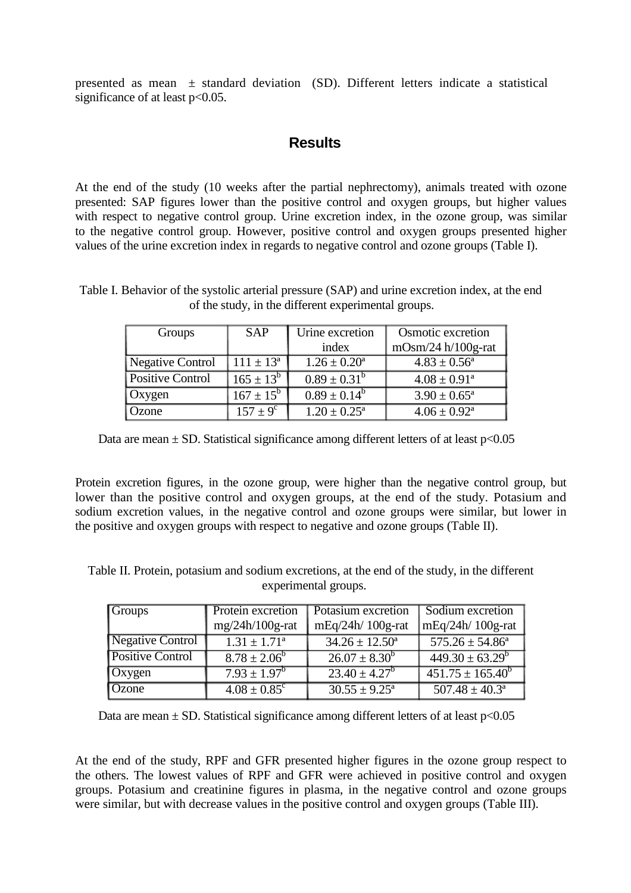presented as mean ± standard deviation (SD). Different letters indicate a statistical significance of at least p<0.05.

## Results

At the end of the study (10 weeks after the partial nephrectomy), animals treated with ozone presented: SAP figures lower than the positive control and oxygen groups, but higher values with respect to negative control group. Urine excretion index, in the ozone group, was similar to the negative control group. However, positive control and oxygen groups presented higher values of the urine excretion index in regards to negative control and ozone groups (Table I).

Table I. Behavior of the systolic arterial pressure (SAP) and urine excretion index, at the end of the study, in the different experimental groups.

| Groups | SAP | Urine excretion index | Osmotic excretion mOsm/24 h/100g-rat |
|---|---|---|---|
| Negative Control | $111 \pm 13^{a}$ | $1.26 \pm 0.20^{a}$ | $4.83 \pm 0.56^{a}$ |
| Positive Control | $165 \pm 13^{b}$ | $0.89 \pm 0.31^{b}$ | $4.08 \pm 0.91^{a}$ |
| Oxygen | $167 \pm 15^{b}$ | $0.89 \pm 0.14^{b}$ | $3.90 \pm 0.65^{a}$ |
| Ozone | $157 \pm 9^{c}$ | $1.20 \pm 0.25^{a}$ | $4.06 \pm 0.92^{a}$ |

Data are mean ± SD. Statistical significance among different letters of at least p<0.05

Protein excretion figures, in the ozone group, were higher than the negative control group, but lower than the positive control and oxygen groups, at the end of the study. Potasium and sodium excretion values, in the negative control and ozone groups were similar, but lower in the positive and oxygen groups with respect to negative and ozone groups (Table II).

Table II. Protein, potasium and sodium excretions, at the end of the study, in the different experimental groups.

| Groups | Protein excretion mg/24h/100g-rat | Potasium excretion mEq/24h/ 100g-rat | Sodium excretion mEq/24h/ 100g-rat |
|---|---|---|---|
| Negative Control | $1.31 \pm 1.71^{a}$ | $34.26 \pm 12.50^{a}$ | $575.26 \pm 54.86^{a}$ |
| Positive Control | $8.78 \pm 2.06^{b}$ | $26.07 \pm 8.30^{b}$ | $449.30 \pm 63.29^{b}$ |
| Oxygen | $7.93 \pm 1.97^{b}$ | $23.40 \pm 4.27^{b}$ | $451.75 \pm 165.40^{b}$ |
| Ozone | $4.08 \pm 0.85^{c}$ | $30.55 \pm 9.25^{a}$ | $507.48 \pm 40.3^{a}$ |

Data are mean ± SD. Statistical significance among different letters of at least p<0.05

At the end of the study, RPF and GFR presented higher figures in the ozone group respect to the others. The lowest values of RPF and GFR were achieved in positive control and oxygen groups. Potasium and creatinine figures in plasma, in the negative control and ozone groups were similar, but with decrease values in the positive control and oxygen groups (Table III).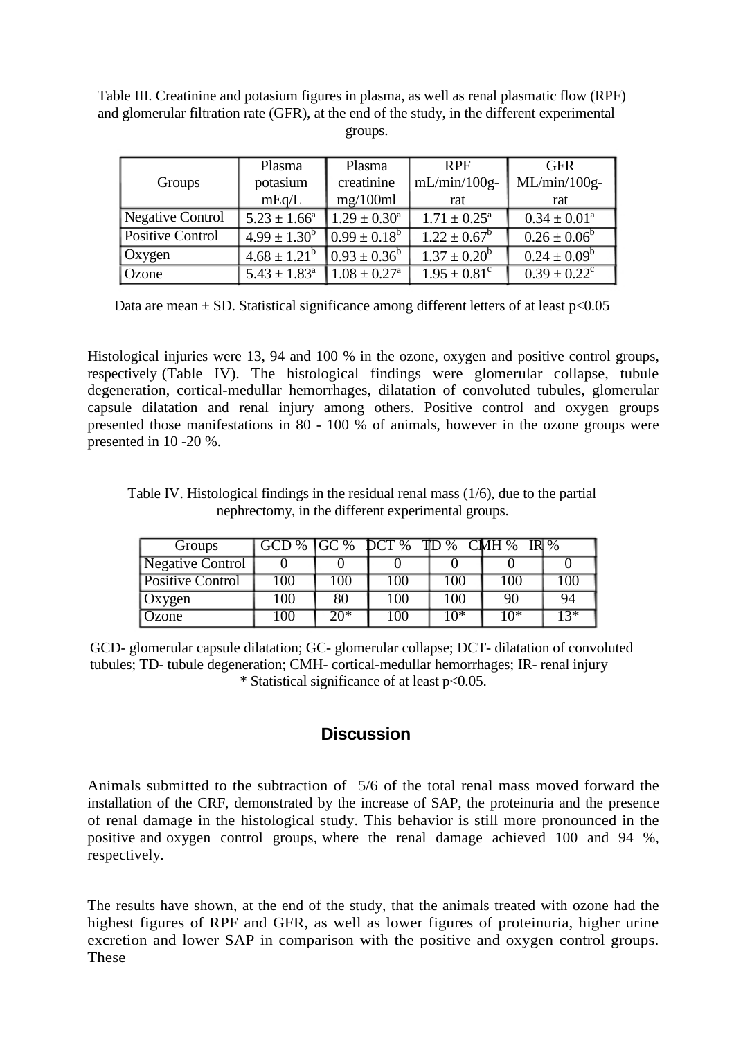Table III. Creatinine and potasium figures in plasma, as well as renal plasmatic flow (RPF) and glomerular filtration rate (GFR), at the end of the study, in the different experimental groups.

| Groups | Plasma potasium mEq/L | Plasma creatinine mg/100ml | RPF mL/min/100g-rat | GFR ML/min/100g-rat |
|---|---|---|---|---|
| Negative Control | $5.23 \pm 1.66^a$ | $1.29 \pm 0.30^a$ | $1.71 \pm 0.25^a$ | $0.34 \pm 0.01^a$ |
| Positive Control | $4.99 \pm 1.30^b$ | $0.99 \pm 0.18^b$ | $1.22 \pm 0.67^b$ | $0.26 \pm 0.06^b$ |
| Oxygen | $4.68 \pm 1.21^b$ | $0.93 \pm 0.36^b$ | $1.37 \pm 0.20^b$ | $0.24 \pm 0.09^b$ |
| Ozone | $5.43 \pm 1.83^a$ | $1.08 \pm 0.27^a$ | $1.95 \pm 0.81^c$ | $0.39 \pm 0.22^c$ |

Data are mean ± SD. Statistical significance among different letters of at least $p<0.05$

Histological injuries were 13, 94 and 100 % in the ozone, oxygen and positive control groups, respectively (Table IV). The histological findings were glomerular collapse, tubule degeneration, cortical-medullar hemorrhages, dilatation of convoluted tubules, glomerular capsule dilatation and renal injury among others. Positive control and oxygen groups presented those manifestations in 80 - 100 % of animals, however in the ozone groups were presented in 10 -20 %.

Table IV. Histological findings in the residual renal mass (1/6), due to the partial nephrectomy, in the different experimental groups.

| Groups | GCD % | GC % | DCT % | TD % | CMH % | IR % |
|---|---|---|---|---|---|---|
| Negative Control | 0 | 0 | 0 | 0 | 0 | 0 |
| Positive Control | 100 | 100 | 100 | 100 | 100 | 100 |
| Oxygen | 100 | 80 | 100 | 100 | 90 | 94 |
| Ozone | 100 | 20* | 100 | 10* | 10* | 13* |

GCD- glomerular capsule dilatation; GC- glomerular collapse; DCT- dilatation of convoluted tubules; TD- tubule degeneration; CMH- cortical-medullar hemorrhages; IR- renal injury
* Statistical significance of at least $p<0.05$.

## Discussion

Animals submitted to the subtraction of 5/6 of the total renal mass moved forward the installation of the CRF, demonstrated by the increase of SAP, the proteinuria and the presence of renal damage in the histological study. This behavior is still more pronounced in the positive and oxygen control groups, where the renal damage achieved 100 and 94 %, respectively.

The results have shown, at the end of the study, that the animals treated with ozone had the highest figures of RPF and GFR, as well as lower figures of proteinuria, higher urine excretion and lower SAP in comparison with the positive and oxygen control groups. These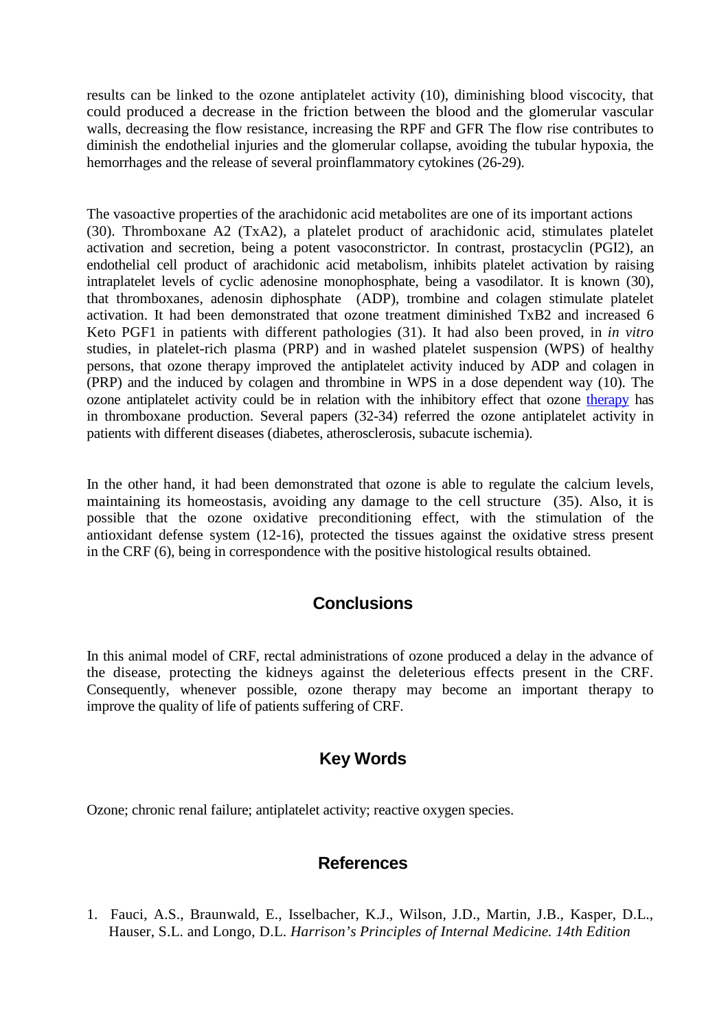results can be linked to the ozone antiplatelet activity (10), diminishing blood viscocity, that could produced a decrease in the friction between the blood and the glomerular vascular walls, decreasing the flow resistance, increasing the RPF and GFR The flow rise contributes to diminish the endothelial injuries and the glomerular collapse, avoiding the tubular hypoxia, the hemorrhages and the release of several proinflammatory cytokines (26-29).

The vasoactive properties of the arachidonic acid metabolites are one of its important actions (30). Thromboxane A2 (TxA2), a platelet product of arachidonic acid, stimulates platelet activation and secretion, being a potent vasoconstrictor. In contrast, prostacyclin (PGI2), an endothelial cell product of arachidonic acid metabolism, inhibits platelet activation by raising intraplatelet levels of cyclic adenosine monophosphate, being a vasodilator. It is known (30), that thromboxanes, adenosin diphosphate (ADP), trombine and colagen stimulate platelet activation. It had been demonstrated that ozone treatment diminished TxB2 and increased 6 Keto PGF1 in patients with different pathologies (31). It had also been proved, in *in vitro* studies, in platelet-rich plasma (PRP) and in washed platelet suspension (WPS) of healthy persons, that ozone therapy improved the antiplatelet activity induced by ADP and colagen in (PRP) and the induced by colagen and thrombine in WPS in a dose dependent way (10). The ozone antiplatelet activity could be in relation with the inhibitory effect that ozone therapy has in thromboxane production. Several papers (32-34) referred the ozone antiplatelet activity in patients with different diseases (diabetes, atherosclerosis, subacute ischemia).

In the other hand, it had been demonstrated that ozone is able to regulate the calcium levels, maintaining its homeostasis, avoiding any damage to the cell structure (35). Also, it is possible that the ozone oxidative preconditioning effect, with the stimulation of the antioxidant defense system (12-16), protected the tissues against the oxidative stress present in the CRF (6), being in correspondence with the positive histological results obtained.

## Conclusions

In this animal model of CRF, rectal administrations of ozone produced a delay in the advance of the disease, protecting the kidneys against the deleterious effects present in the CRF. Consequently, whenever possible, ozone therapy may become an important therapy to improve the quality of life of patients suffering of CRF.

## Key Words

Ozone; chronic renal failure; antiplatelet activity; reactive oxygen species.

## References

1. Fauci, A.S., Braunwald, E., Isselbacher, K.J., Wilson, J.D., Martin, J.B., Kasper, D.L., Hauser, S.L. and Longo, D.L. *Harrison's Principles of Internal Medicine. 14th Edition*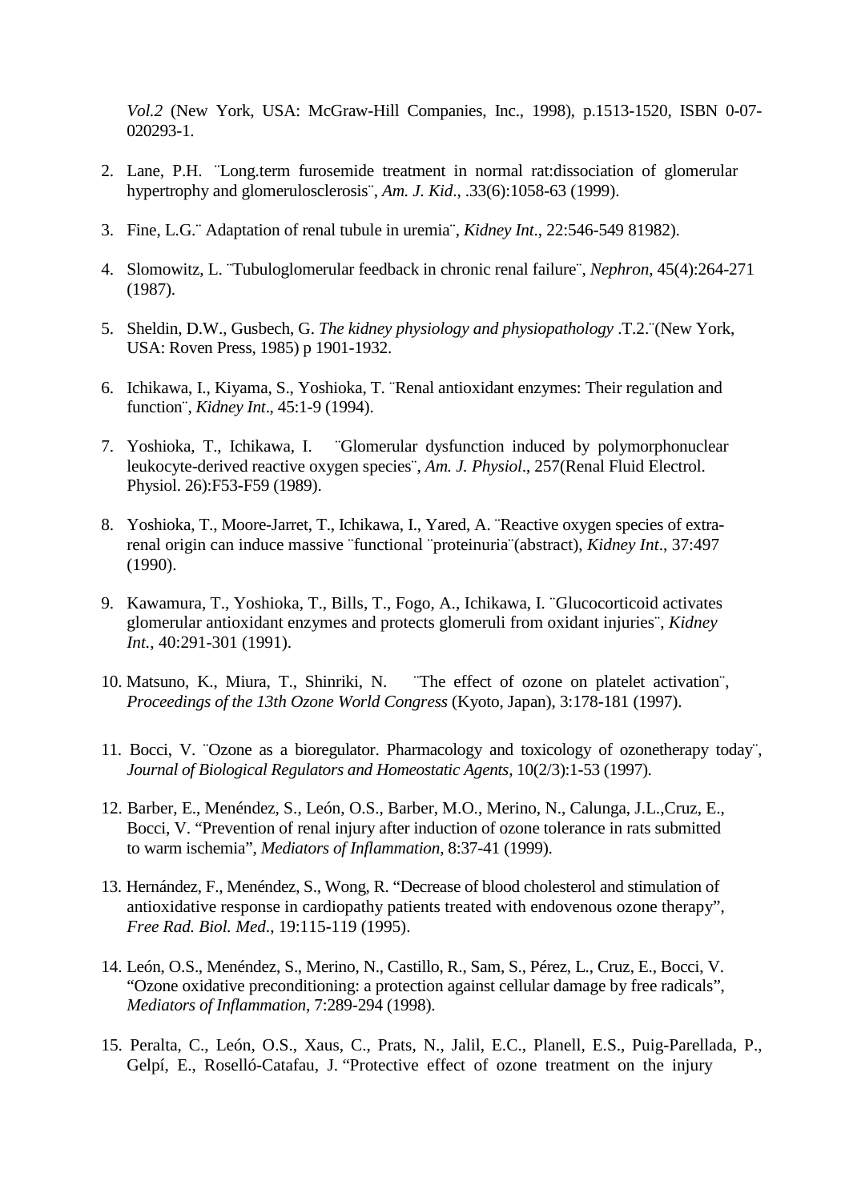*Vol.2* (New York, USA: McGraw-Hill Companies, Inc., 1998), p.1513-1520, ISBN 0-07-020293-1.

2. Lane, P.H. ¨Long.term furosemide treatment in normal rat:dissociation of glomerular hypertrophy and glomerulosclerosis¨, *Am. J. Kid*., .33(6):1058-63 (1999).

3. Fine, L.G.¨ Adaptation of renal tubule in uremia¨, *Kidney Int*., 22:546-549 81982).

4. Slomowitz, L. ¨Tubuloglomerular feedback in chronic renal failure¨, *Nephron*, 45(4):264-271 (1987).

5. Sheldin, D.W., Gusbech, G. *The kidney physiology and physiopathology* .T.2.¨(New York, USA: Roven Press, 1985) p 1901-1932.

6. Ichikawa, I., Kiyama, S., Yoshioka, T. ¨Renal antioxidant enzymes: Their regulation and function¨, *Kidney Int*., 45:1-9 (1994).

7. Yoshioka, T., Ichikawa, I. ¨Glomerular dysfunction induced by polymorphonuclear leukocyte-derived reactive oxygen species¨, *Am. J. Physiol*., 257(Renal Fluid Electrol. Physiol. 26):F53-F59 (1989).

8. Yoshioka, T., Moore-Jarret, T., Ichikawa, I., Yared, A. ¨Reactive oxygen species of extra-renal origin can induce massive ¨functional ¨proteinuria¨(abstract), *Kidney Int*., 37:497 (1990).

9. Kawamura, T., Yoshioka, T., Bills, T., Fogo, A., Ichikawa, I. ¨Glucocorticoid activates glomerular antioxidant enzymes and protects glomeruli from oxidant injuries¨, *Kidney Int.*, 40:291-301 (1991).

10. Matsuno, K., Miura, T., Shinriki, N. ¨The effect of ozone on platelet activation¨, *Proceedings of the 13th Ozone World Congress* (Kyoto, Japan), 3:178-181 (1997).

11. Bocci, V. ¨Ozone as a bioregulator. Pharmacology and toxicology of ozonetherapy today¨, *Journal of Biological Regulators and Homeostatic Agents*, 10(2/3):1-53 (1997).

12. Barber, E., Menéndez, S., León, O.S., Barber, M.O., Merino, N., Calunga, J.L.,Cruz, E., Bocci, V. "Prevention of renal injury after induction of ozone tolerance in rats submitted to warm ischemia", *Mediators of Inflammation*, 8:37-41 (1999).

13. Hernández, F., Menéndez, S., Wong, R. "Decrease of blood cholesterol and stimulation of antioxidative response in cardiopathy patients treated with endovenous ozone therapy", *Free Rad. Biol. Med*., 19:115-119 (1995).

14. León, O.S., Menéndez, S., Merino, N., Castillo, R., Sam, S., Pérez, L., Cruz, E., Bocci, V. "Ozone oxidative preconditioning: a protection against cellular damage by free radicals", *Mediators of Inflammation*, 7:289-294 (1998).

15. Peralta, C., León, O.S., Xaus, C., Prats, N., Jalil, E.C., Planell, E.S., Puig-Parellada, P., Gelpí, E., Roselló-Catafau, J. "Protective effect of ozone treatment on the injury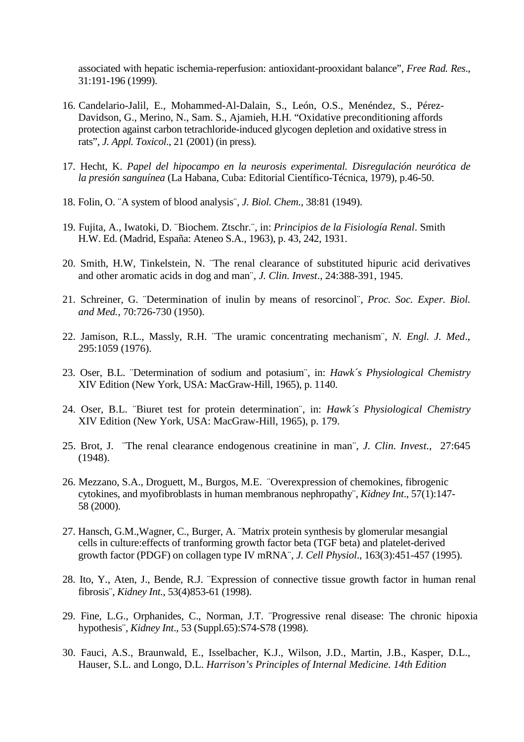associated with hepatic ischemia-reperfusion: antioxidant-prooxidant balance", *Free Rad. Res*., 31:191-196 (1999).

16. Candelario-Jalil, E., Mohammed-Al-Dalain, S., León, O.S., Menéndez, S., Pérez-Davidson, G., Merino, N., Sam. S., Ajamieh, H.H. "Oxidative preconditioning affords protection against carbon tetrachloride-induced glycogen depletion and oxidative stress in rats", *J. Appl. Toxicol*., 21 (2001) (in press).

17. Hecht, K. *Papel del hipocampo en la neurosis experimental. Disregulación neurótica de la presión sanguínea* (La Habana, Cuba: Editorial Científico-Técnica, 1979), p.46-50.

18. Folin, O. ¨A system of blood analysis¨, *J. Biol. Chem*., 38:81 (1949).

19. Fujita, A., Iwatoki, D. ¨Biochem. Ztschr.¨, in: *Principios de la Fisiología Renal*. Smith H.W. Ed. (Madrid, España: Ateneo S.A., 1963), p. 43, 242, 1931.

20. Smith, H.W, Tinkelstein, N. ¨The renal clearance of substituted hipuric acid derivatives and other aromatic acids in dog and man¨, *J. Clin. Invest*., 24:388-391, 1945.

21. Schreiner, G. ¨Determination of inulin by means of resorcinol¨, *Proc. Soc. Exper. Biol. and Med.*, 70:726-730 (1950).

22. Jamison, R.L., Massly, R.H. ¨The uramic concentrating mechanism¨, *N. Engl. J. Med*., 295:1059 (1976).

23. Oser, B.L. ¨Determination of sodium and potasium¨, in: *Hawk´s Physiological Chemistry* XIV Edition (New York, USA: MacGraw-Hill, 1965), p. 1140.

24. Oser, B.L. ¨Biuret test for protein determination¨, in: *Hawk´s Physiological Chemistry* XIV Edition (New York, USA: MacGraw-Hill, 1965), p. 179.

25. Brot, J. ¨The renal clearance endogenous creatinine in man¨, *J. Clin. Invest*., 27:645 (1948).

26. Mezzano, S.A., Droguett, M., Burgos, M.E. ¨Overexpression of chemokines, fibrogenic cytokines, and myofibroblasts in human membranous nephropathy¨, *Kidney Int*., 57(1):147-58 (2000).

27. Hansch, G.M.,Wagner, C., Burger, A. ¨Matrix protein synthesis by glomerular mesangial cells in culture:effects of tranforming growth factor beta (TGF beta) and platelet-derived growth factor (PDGF) on collagen type IV mRNA¨, *J. Cell Physiol*., 163(3):451-457 (1995).

28. Ito, Y., Aten, J., Bende, R.J. ¨Expression of connective tissue growth factor in human renal fibrosis¨, *Kidney Int*., 53(4)853-61 (1998).

29. Fine, L.G., Orphanides, C., Norman, J.T. ¨Progressive renal disease: The chronic hipoxia hypothesis¨, *Kidney Int*., 53 (Suppl.65):S74-S78 (1998).

30. Fauci, A.S., Braunwald, E., Isselbacher, K.J., Wilson, J.D., Martin, J.B., Kasper, D.L., Hauser, S.L. and Longo, D.L. *Harrison's Principles of Internal Medicine. 14th Edition*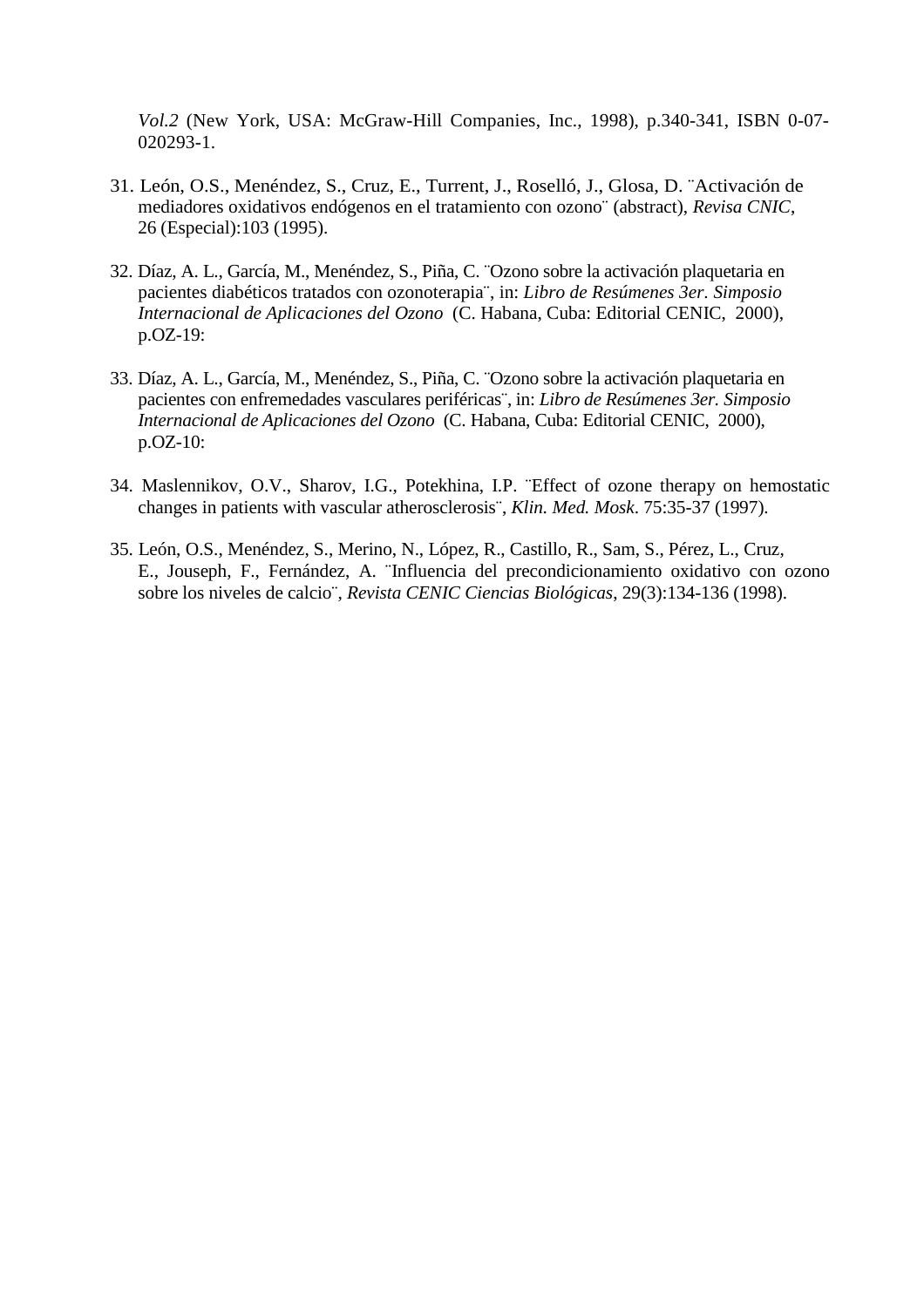*Vol.2* (New York, USA: McGraw-Hill Companies, Inc., 1998), p.340-341, ISBN 0-07-020293-1.

31. León, O.S., Menéndez, S., Cruz, E., Turrent, J., Roselló, J., Glosa, D. ¨Activación de mediadores oxidativos endógenos en el tratamiento con ozono¨ (abstract), *Revisa CNIC*, 26 (Especial):103 (1995).

32. Díaz, A. L., García, M., Menéndez, S., Piña, C. ¨Ozono sobre la activación plaquetaria en pacientes diabéticos tratados con ozonoterapia¨, in: *Libro de Resúmenes 3er. Simposio Internacional de Aplicaciones del Ozono* (C. Habana, Cuba: Editorial CENIC, 2000), p.OZ-19:

33. Díaz, A. L., García, M., Menéndez, S., Piña, C. ¨Ozono sobre la activación plaquetaria en pacientes con enfremedades vasculares periféricas¨, in: *Libro de Resúmenes 3er. Simposio Internacional de Aplicaciones del Ozono* (C. Habana, Cuba: Editorial CENIC, 2000), p.OZ-10:

34. Maslennikov, O.V., Sharov, I.G., Potekhina, I.P. ¨Effect of ozone therapy on hemostatic changes in patients with vascular atherosclerosis¨, *Klin. Med. Mosk*. 75:35-37 (1997).

35. León, O.S., Menéndez, S., Merino, N., López, R., Castillo, R., Sam, S., Pérez, L., Cruz, E., Jouseph, F., Fernández, A. ¨Influencia del precondicionamiento oxidativo con ozono sobre los niveles de calcio¨, *Revista CENIC Ciencias Biológicas*, 29(3):134-136 (1998).